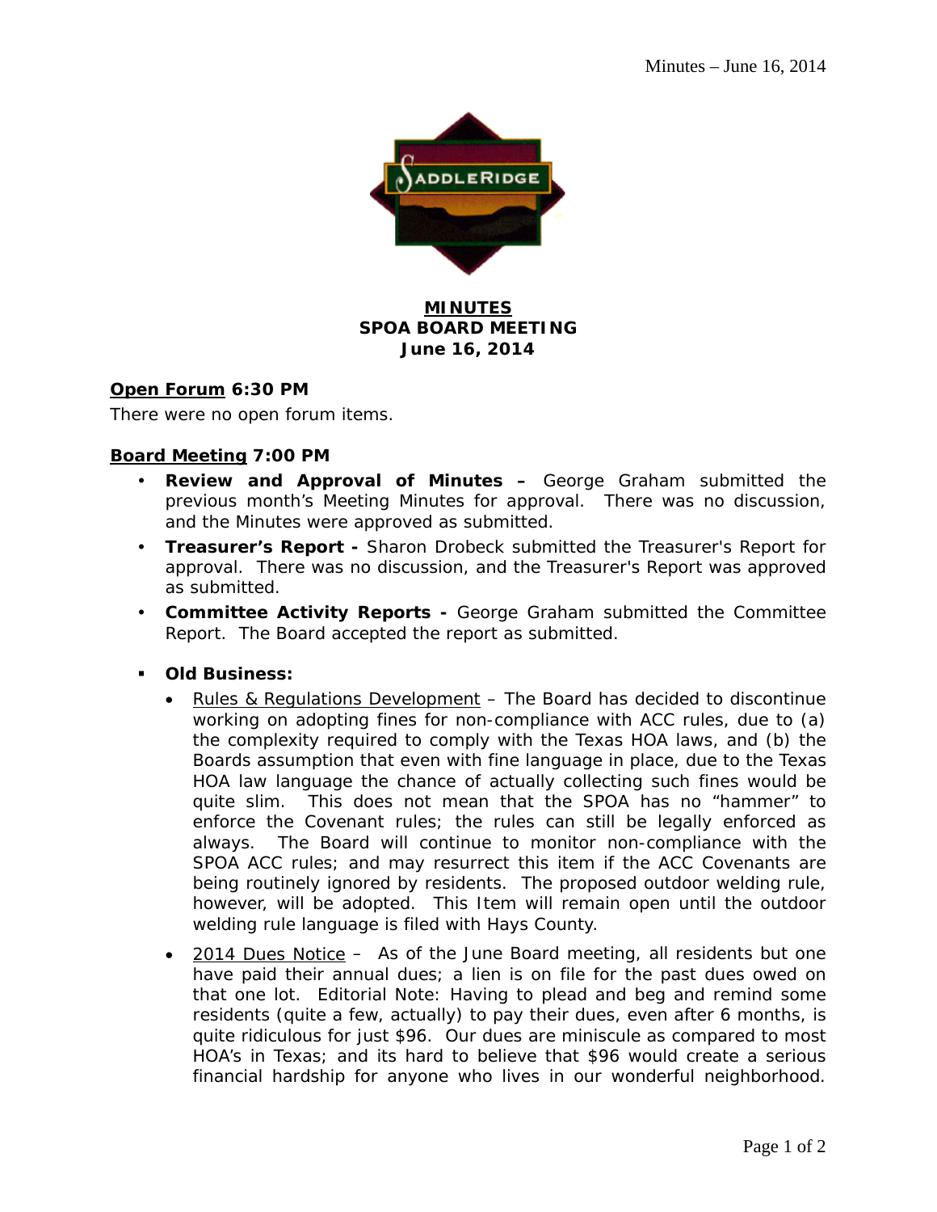**MINUTES**
**SPOA BOARD MEETING**
**June 16, 2014**

**Open Forum 6:30 PM**

There were no open forum items.

**Board Meeting 7:00 PM**

- **Review and Approval of Minutes –** George Graham submitted the previous month's Meeting Minutes for approval. There was no discussion, and the Minutes were approved as submitted.
- **Treasurer's Report -** Sharon Drobeck submitted the Treasurer's Report for approval. There was no discussion, and the Treasurer's Report was approved as submitted.
- **Committee Activity Reports -** George Graham submitted the Committee Report. The Board accepted the report as submitted.

- **Old Business:**
  - Rules & Regulations Development – The Board has decided to discontinue working on adopting fines for non-compliance with ACC rules, due to (a) the complexity required to comply with the Texas HOA laws, and (b) the Boards assumption that even with fine language in place, due to the Texas HOA law language the chance of actually collecting such fines would be quite slim. This does not mean that the SPOA has no "hammer" to enforce the Covenant rules; the rules can still be legally enforced as always. The Board will continue to monitor non-compliance with the SPOA ACC rules; and may resurrect this item if the ACC Covenants are being routinely ignored by residents. The proposed outdoor welding rule, however, will be adopted. This Item will remain open until the outdoor welding rule language is filed with Hays County.
  - 2014 Dues Notice – As of the June Board meeting, all residents but one have paid their annual dues; a lien is on file for the past dues owed on that one lot. Editorial Note: Having to plead and beg and remind some residents (quite a few, actually) to pay their dues, even after 6 months, is quite ridiculous for just $96. Our dues are miniscule as compared to most HOA's in Texas; and its hard to believe that $96 would create a serious financial hardship for anyone who lives in our wonderful neighborhood.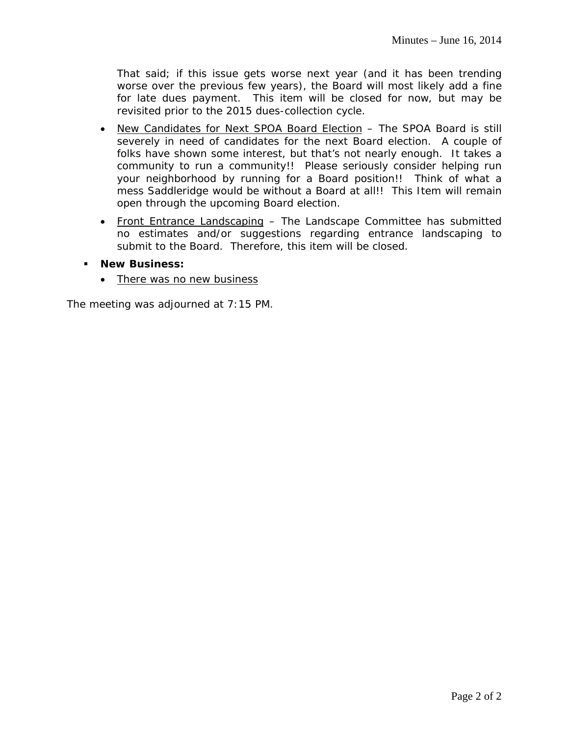That said; if this issue gets worse next year (and it has been trending worse over the previous few years), the Board will most likely add a fine for late dues payment. This item will be closed for now, but may be revisited prior to the 2015 dues-collection cycle.

- New Candidates for Next SPOA Board Election – The SPOA Board is still severely in need of candidates for the next Board election. A couple of folks have shown some interest, but that's not nearly enough. It takes a community to run a community!! Please seriously consider helping run your neighborhood by running for a Board position!! Think of what a mess Saddleridge would be without a Board at all!! This Item will remain open through the upcoming Board election.
- Front Entrance Landscaping – The Landscape Committee has submitted no estimates and/or suggestions regarding entrance landscaping to submit to the Board. Therefore, this item will be closed.

- **New Business:**
  - There was no new business

The meeting was adjourned at 7:15 PM.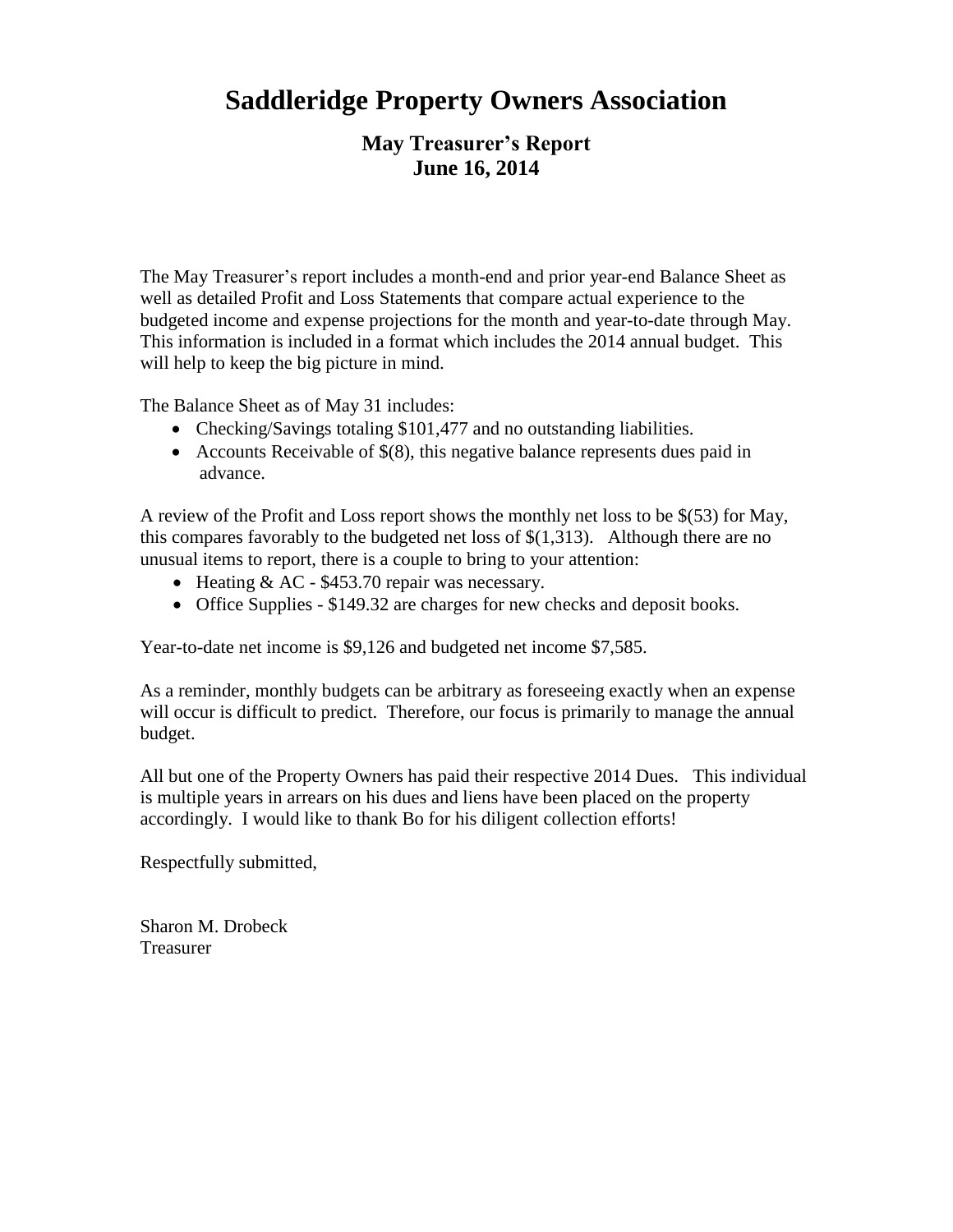# Saddleridge Property Owners Association

## May Treasurer's Report
## June 16, 2014

The May Treasurer's report includes a month-end and prior year-end Balance Sheet as well as detailed Profit and Loss Statements that compare actual experience to the budgeted income and expense projections for the month and year-to-date through May. This information is included in a format which includes the 2014 annual budget. This will help to keep the big picture in mind.

The Balance Sheet as of May 31 includes:

- Checking/Savings totaling $101,477 and no outstanding liabilities.
- Accounts Receivable of $(8), this negative balance represents dues paid in advance.

A review of the Profit and Loss report shows the monthly net loss to be $(53) for May, this compares favorably to the budgeted net loss of $(1,313). Although there are no unusual items to report, there is a couple to bring to your attention:

- Heating & AC - $453.70 repair was necessary.
- Office Supplies - $149.32 are charges for new checks and deposit books.

Year-to-date net income is $9,126 and budgeted net income $7,585.

As a reminder, monthly budgets can be arbitrary as foreseeing exactly when an expense will occur is difficult to predict. Therefore, our focus is primarily to manage the annual budget.

All but one of the Property Owners has paid their respective 2014 Dues. This individual is multiple years in arrears on his dues and liens have been placed on the property accordingly. I would like to thank Bo for his diligent collection efforts!

Respectfully submitted,

Sharon M. Drobeck
Treasurer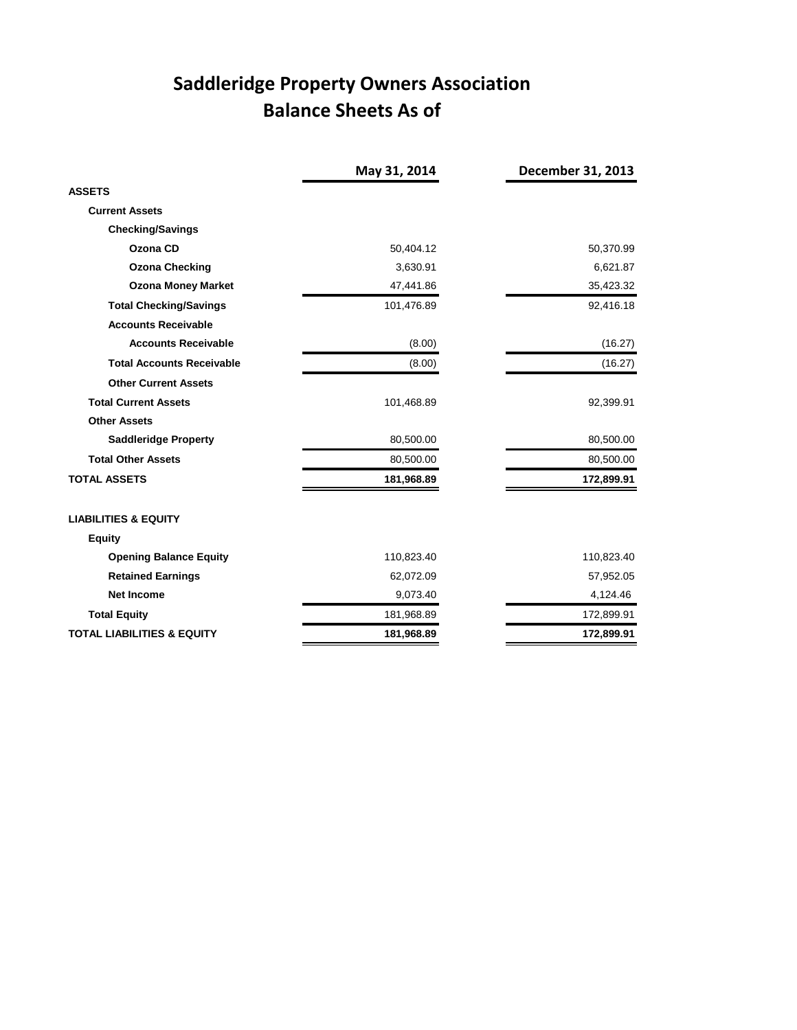# Saddleridge Property Owners Association
## Balance Sheets As of

| | May 31, 2014 | December 31, 2013 |
|---|---|---|
| **ASSETS** | | |
| **Current Assets** | | |
| **Checking/Savings** | | |
| **Ozona CD** | 50,404.12 | 50,370.99 |
| **Ozona Checking** | 3,630.91 | 6,621.87 |
| **Ozona Money Market** | 47,441.86 | 35,423.32 |
| **Total Checking/Savings** | 101,476.89 | 92,416.18 |
| **Accounts Receivable** | | |
| **Accounts Receivable** | (8.00) | (16.27) |
| **Total Accounts Receivable** | (8.00) | (16.27) |
| **Other Current Assets** | | |
| **Total Current Assets** | 101,468.89 | 92,399.91 |
| **Other Assets** | | |
| **Saddleridge Property** | 80,500.00 | 80,500.00 |
| **Total Other Assets** | 80,500.00 | 80,500.00 |
| **TOTAL ASSETS** | **181,968.89** | **172,899.91** |
| | | |
| **LIABILITIES & EQUITY** | | |
| **Equity** | | |
| **Opening Balance Equity** | 110,823.40 | 110,823.40 |
| **Retained Earnings** | 62,072.09 | 57,952.05 |
| **Net Income** | 9,073.40 | 4,124.46 |
| **Total Equity** | 181,968.89 | 172,899.91 |
| **TOTAL LIABILITIES & EQUITY** | **181,968.89** | **172,899.91** |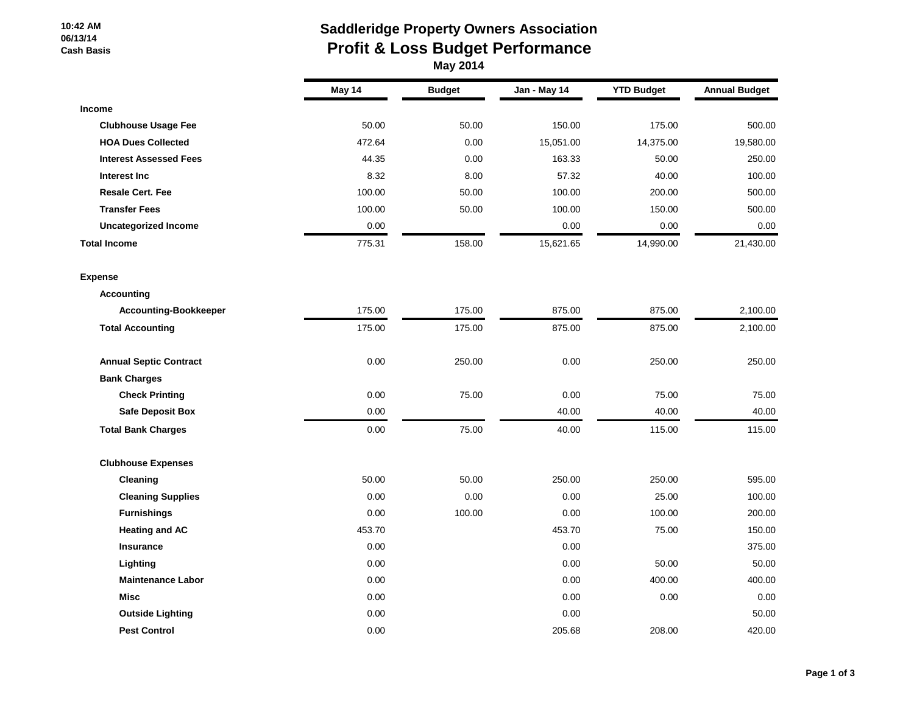10:42 AM
06/13/14
Cash Basis

# Saddleridge Property Owners Association
## Profit & Loss Budget Performance
### May 2014

| | May 14 | Budget | Jan - May 14 | YTD Budget | Annual Budget |
|---|---|---|---|---|---|
| **Income** | | | | | |
| **Clubhouse Usage Fee** | 50.00 | 50.00 | 150.00 | 175.00 | 500.00 |
| **HOA Dues Collected** | 472.64 | 0.00 | 15,051.00 | 14,375.00 | 19,580.00 |
| **Interest Assessed Fees** | 44.35 | 0.00 | 163.33 | 50.00 | 250.00 |
| **Interest Inc** | 8.32 | 8.00 | 57.32 | 40.00 | 100.00 |
| **Resale Cert. Fee** | 100.00 | 50.00 | 100.00 | 200.00 | 500.00 |
| **Transfer Fees** | 100.00 | 50.00 | 100.00 | 150.00 | 500.00 |
| **Uncategorized Income** | 0.00 | | 0.00 | 0.00 | 0.00 |
| **Total Income** | 775.31 | 158.00 | 15,621.65 | 14,990.00 | 21,430.00 |
| **Expense** | | | | | |
| **Accounting** | | | | | |
| **Accounting-Bookkeeper** | 175.00 | 175.00 | 875.00 | 875.00 | 2,100.00 |
| **Total Accounting** | 175.00 | 175.00 | 875.00 | 875.00 | 2,100.00 |
| **Annual Septic Contract** | 0.00 | 250.00 | 0.00 | 250.00 | 250.00 |
| **Bank Charges** | | | | | |
| **Check Printing** | 0.00 | 75.00 | 0.00 | 75.00 | 75.00 |
| **Safe Deposit Box** | 0.00 | | 40.00 | 40.00 | 40.00 |
| **Total Bank Charges** | 0.00 | 75.00 | 40.00 | 115.00 | 115.00 |
| **Clubhouse Expenses** | | | | | |
| **Cleaning** | 50.00 | 50.00 | 250.00 | 250.00 | 595.00 |
| **Cleaning Supplies** | 0.00 | 0.00 | 0.00 | 25.00 | 100.00 |
| **Furnishings** | 0.00 | 100.00 | 0.00 | 100.00 | 200.00 |
| **Heating and AC** | 453.70 | | 453.70 | 75.00 | 150.00 |
| **Insurance** | 0.00 | | 0.00 | | 375.00 |
| **Lighting** | 0.00 | | 0.00 | 50.00 | 50.00 |
| **Maintenance Labor** | 0.00 | | 0.00 | 400.00 | 400.00 |
| **Misc** | 0.00 | | 0.00 | 0.00 | 0.00 |
| **Outside Lighting** | 0.00 | | 0.00 | | 50.00 |
| **Pest Control** | 0.00 | | 205.68 | 208.00 | 420.00 |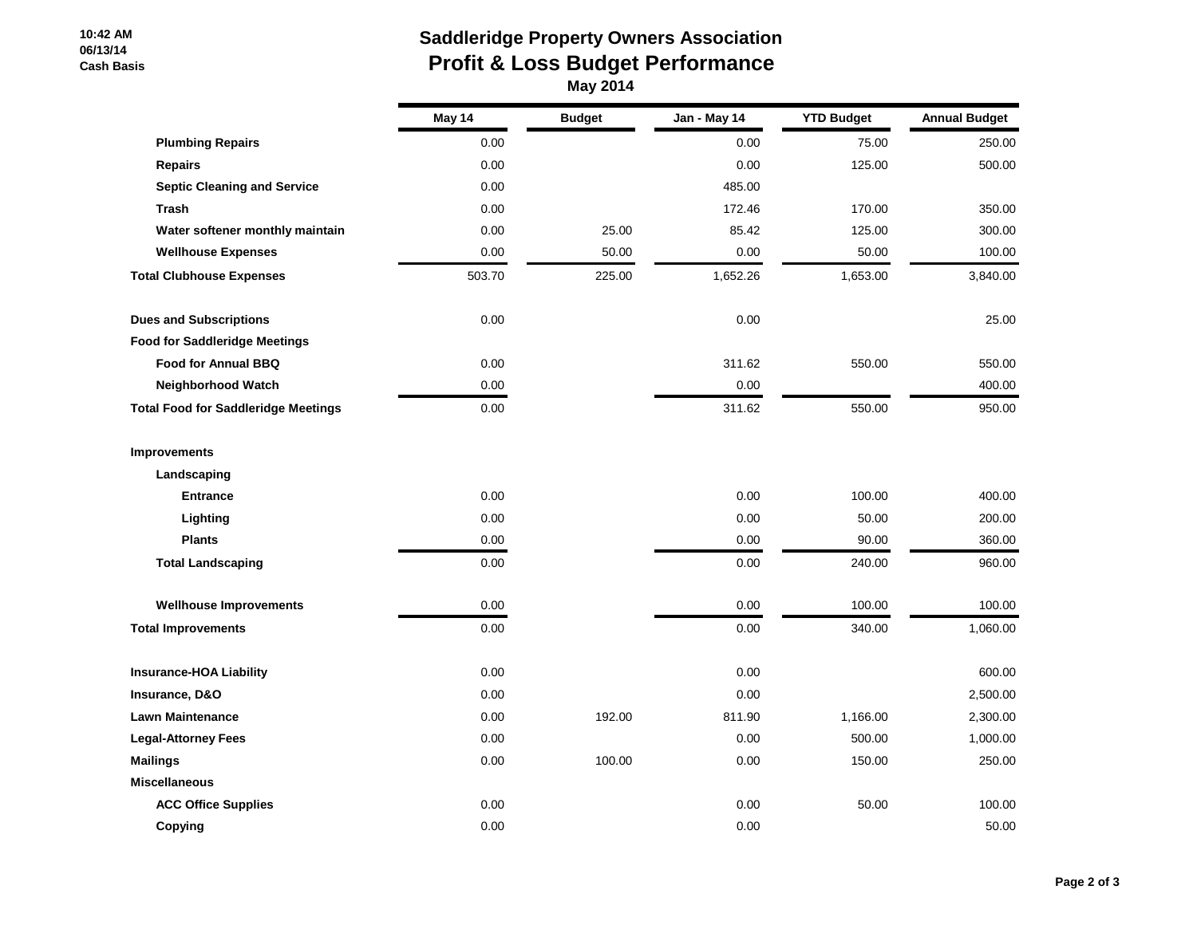10:42 AM
06/13/14
Cash Basis

# Saddleridge Property Owners Association
## Profit & Loss Budget Performance
### May 2014

| | May 14 | Budget | Jan - May 14 | YTD Budget | Annual Budget |
|---|---|---|---|---|---|
| **Plumbing Repairs** | 0.00 | | 0.00 | 75.00 | 250.00 |
| **Repairs** | 0.00 | | 0.00 | 125.00 | 500.00 |
| **Septic Cleaning and Service** | 0.00 | | 485.00 | | |
| **Trash** | 0.00 | | 172.46 | 170.00 | 350.00 |
| **Water softener monthly maintain** | 0.00 | 25.00 | 85.42 | 125.00 | 300.00 |
| **Wellhouse Expenses** | 0.00 | 50.00 | 0.00 | 50.00 | 100.00 |
| **Total Clubhouse Expenses** | 503.70 | 225.00 | 1,652.26 | 1,653.00 | 3,840.00 |
| **Dues and Subscriptions** | 0.00 | | 0.00 | | 25.00 |
| **Food for Saddleridge Meetings** | | | | | |
| **Food for Annual BBQ** | 0.00 | | 311.62 | 550.00 | 550.00 |
| **Neighborhood Watch** | 0.00 | | 0.00 | | 400.00 |
| **Total Food for Saddleridge Meetings** | 0.00 | | 311.62 | 550.00 | 950.00 |
| **Improvements** | | | | | |
| **Landscaping** | | | | | |
| **Entrance** | 0.00 | | 0.00 | 100.00 | 400.00 |
| **Lighting** | 0.00 | | 0.00 | 50.00 | 200.00 |
| **Plants** | 0.00 | | 0.00 | 90.00 | 360.00 |
| **Total Landscaping** | 0.00 | | 0.00 | 240.00 | 960.00 |
| **Wellhouse Improvements** | 0.00 | | 0.00 | 100.00 | 100.00 |
| **Total Improvements** | 0.00 | | 0.00 | 340.00 | 1,060.00 |
| **Insurance-HOA Liability** | 0.00 | | 0.00 | | 600.00 |
| **Insurance, D&O** | 0.00 | | 0.00 | | 2,500.00 |
| **Lawn Maintenance** | 0.00 | 192.00 | 811.90 | 1,166.00 | 2,300.00 |
| **Legal-Attorney Fees** | 0.00 | | 0.00 | 500.00 | 1,000.00 |
| **Mailings** | 0.00 | 100.00 | 0.00 | 150.00 | 250.00 |
| **Miscellaneous** | | | | | |
| **ACC Office Supplies** | 0.00 | | 0.00 | 50.00 | 100.00 |
| **Copying** | 0.00 | | 0.00 | | 50.00 |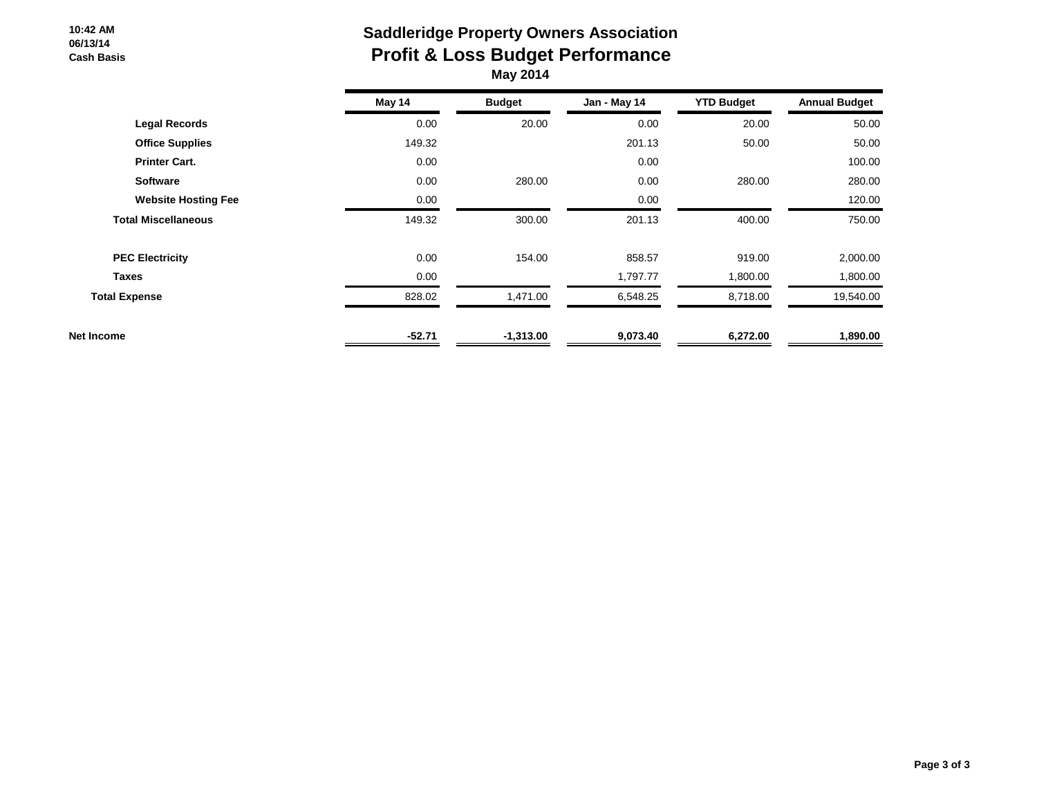10:42 AM
06/13/14
Cash Basis

# Saddleridge Property Owners Association
## Profit & Loss Budget Performance
### May 2014

| | May 14 | Budget | Jan - May 14 | YTD Budget | Annual Budget |
|---|---|---|---|---|---|
| **Legal Records** | 0.00 | 20.00 | 0.00 | 20.00 | 50.00 |
| **Office Supplies** | 149.32 | | 201.13 | 50.00 | 50.00 |
| **Printer Cart.** | 0.00 | | 0.00 | | 100.00 |
| **Software** | 0.00 | 280.00 | 0.00 | 280.00 | 280.00 |
| **Website Hosting Fee** | 0.00 | | 0.00 | | 120.00 |
| **Total Miscellaneous** | 149.32 | 300.00 | 201.13 | 400.00 | 750.00 |
| **PEC Electricity** | 0.00 | 154.00 | 858.57 | 919.00 | 2,000.00 |
| **Taxes** | 0.00 | | 1,797.77 | 1,800.00 | 1,800.00 |
| **Total Expense** | 828.02 | 1,471.00 | 6,548.25 | 8,718.00 | 19,540.00 |
| **Net Income** | **-52.71** | **-1,313.00** | **9,073.40** | **6,272.00** | **1,890.00** |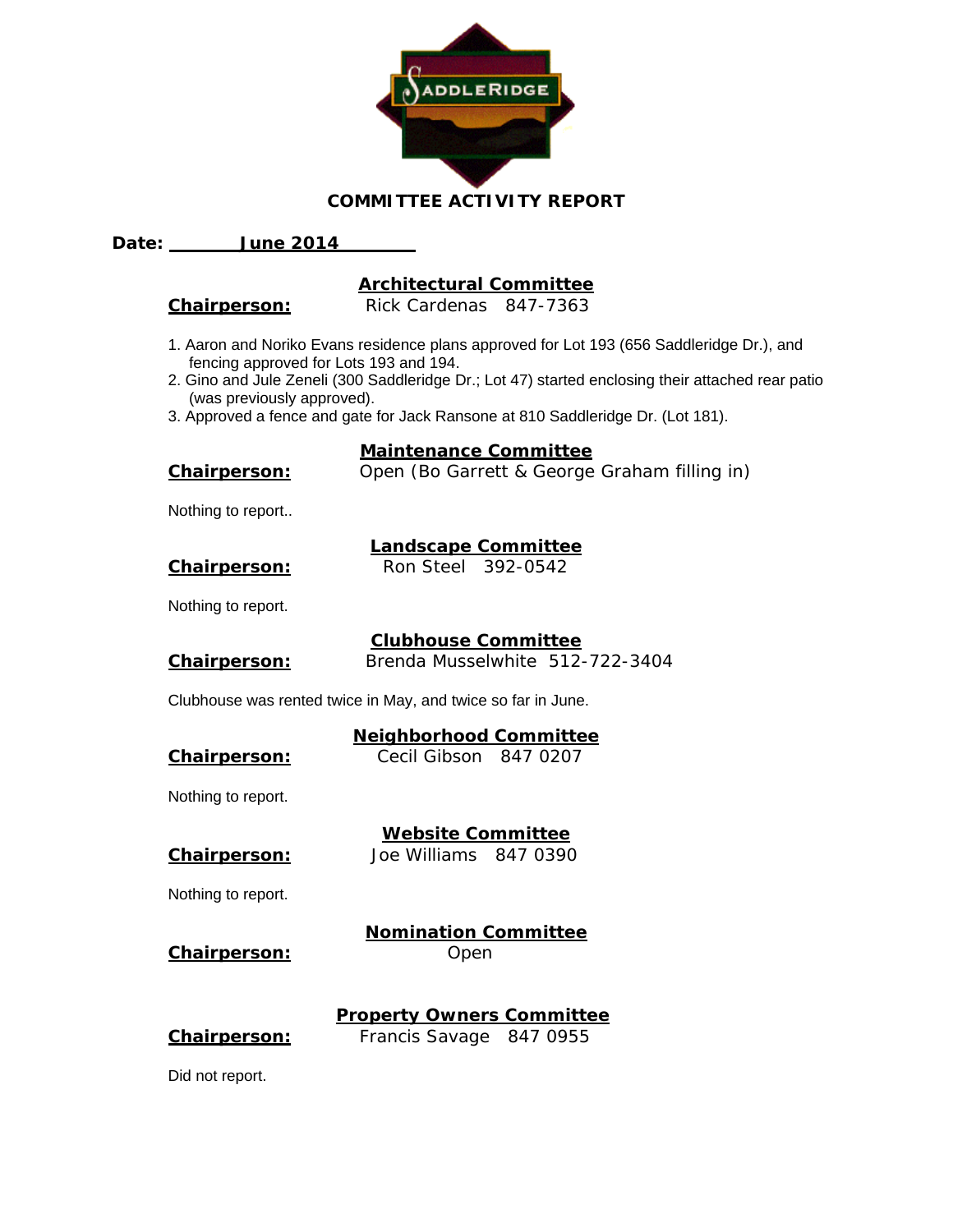# COMMITTEE ACTIVITY REPORT

**Date: June 2014**

## Architectural Committee

**Chairperson:** Rick Cardenas 847-7363

1. Aaron and Noriko Evans residence plans approved for Lot 193 (656 Saddleridge Dr.), and fencing approved for Lots 193 and 194.
2. Gino and Jule Zeneli (300 Saddleridge Dr.; Lot 47) started enclosing their attached rear patio (was previously approved).
3. Approved a fence and gate for Jack Ransone at 810 Saddleridge Dr. (Lot 181).

## Maintenance Committee

**Chairperson:** Open (Bo Garrett & George Graham filling in)

Nothing to report..

## Landscape Committee

**Chairperson:** Ron Steel 392-0542

Nothing to report.

## Clubhouse Committee

**Chairperson:** Brenda Musselwhite 512-722-3404

Clubhouse was rented twice in May, and twice so far in June.

## Neighborhood Committee

**Chairperson:** Cecil Gibson 847 0207

Nothing to report.

## Website Committee

**Chairperson:** Joe Williams 847 0390

Nothing to report.

## Nomination Committee

**Chairperson:** Open

## Property Owners Committee

**Chairperson:** Francis Savage 847 0955

Did not report.